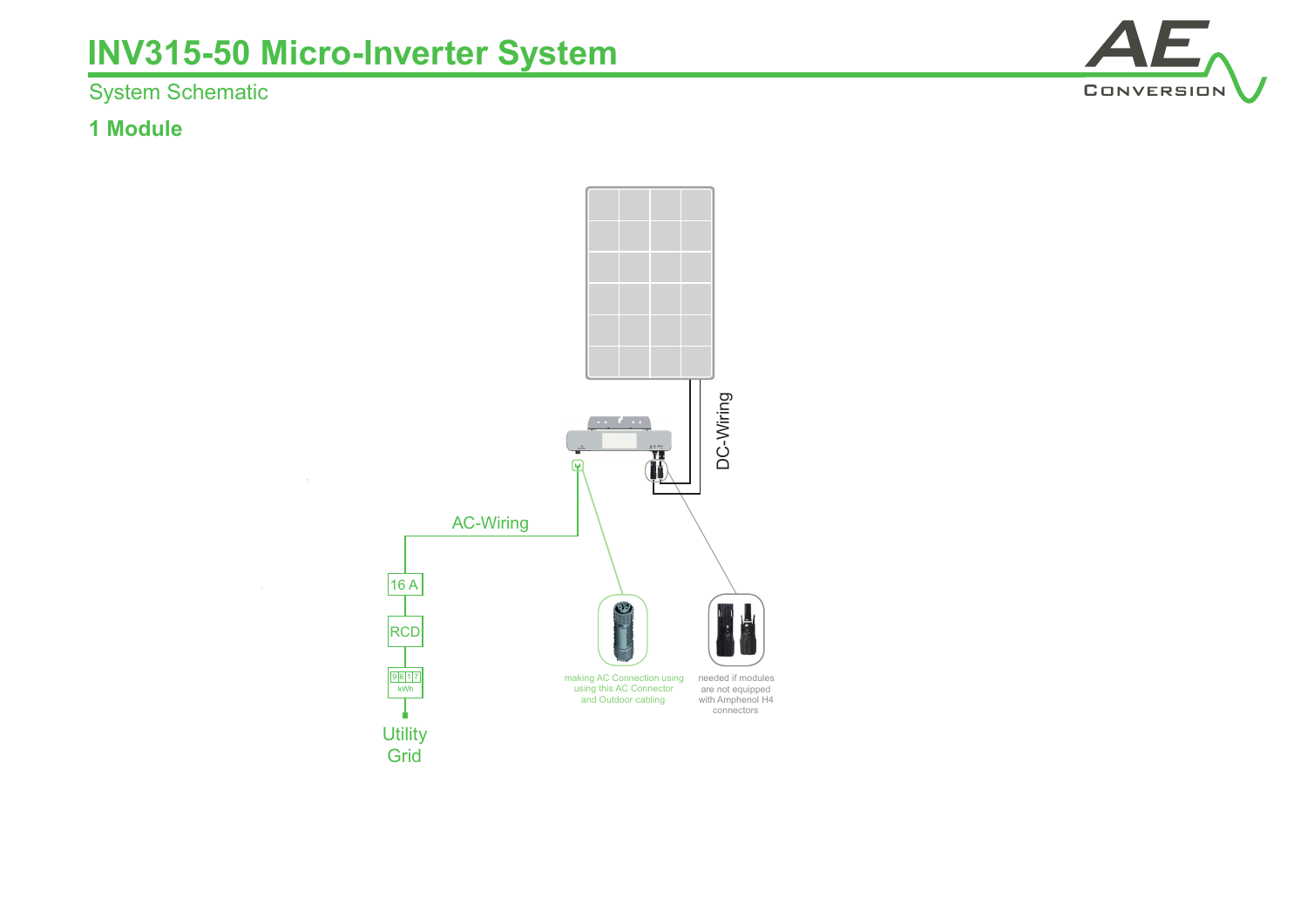# INV315-50 Micro-Inverter System

System Schematic

## 1 Module

DC-Wiring

AC-Wiring

16 A

RCD

9 6 1 7
kWh

Utility Grid

making AC Connection using using this AC Connector and Outdoor cabling

needed if modules are not equipped with Amphenol H4 connectors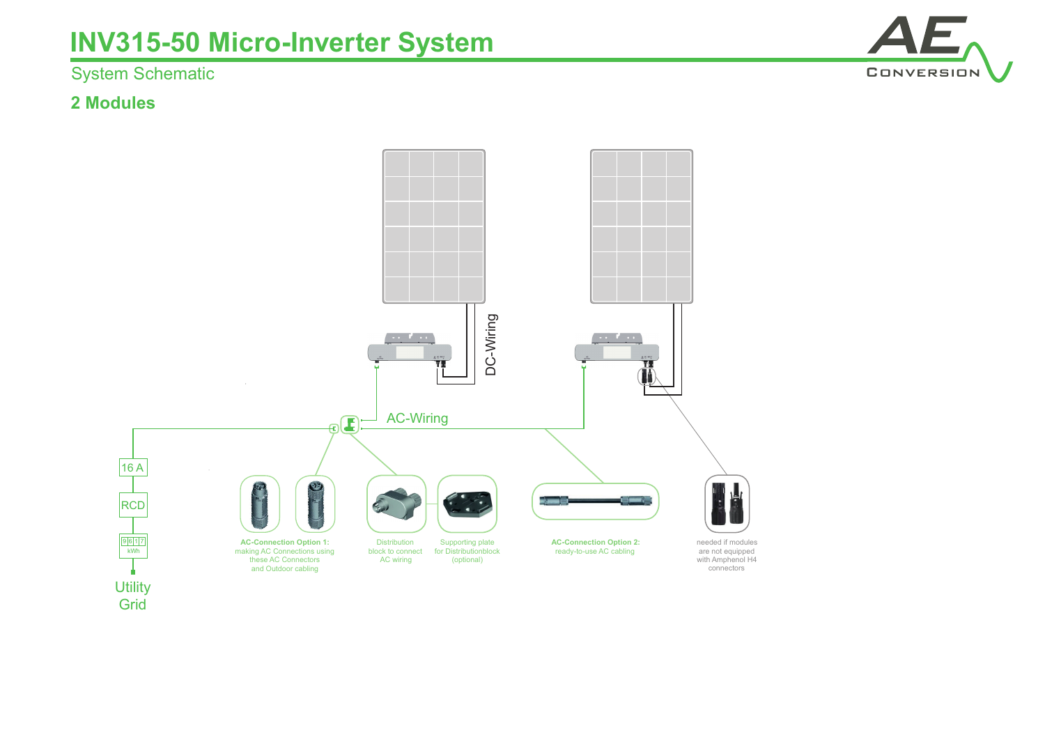# INV315-50 Micro-Inverter System

System Schematic

## 2 Modules

DC-Wiring

AC-Wiring

16 A

RCD

9 6 1 7
kWh

Utility Grid

**AC-Connection Option 1:** making AC Connections using these AC Connectors and Outdoor cabling

Distribution block to connect AC wiring

Supporting plate for Distributionblock (optional)

**AC-Connection Option 2:** ready-to-use AC cabling

needed if modules are not equipped with Amphenol H4 connectors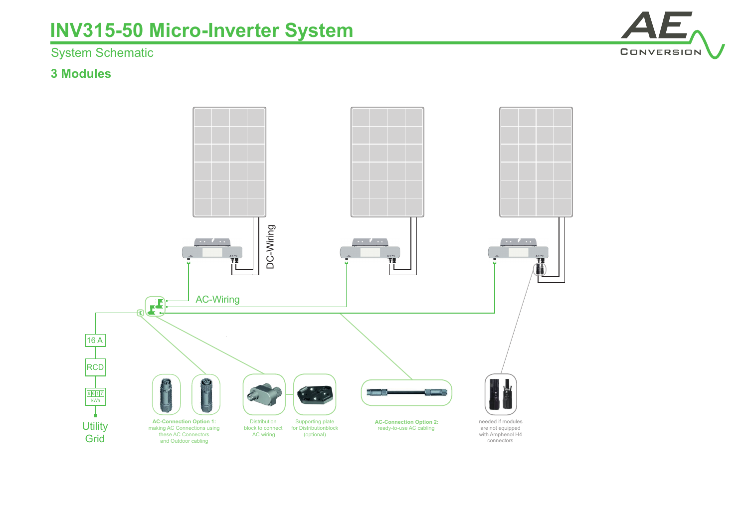# INV315-50 Micro-Inverter System

System Schematic

## 3 Modules

DC-Wiring

AC-Wiring

16 A

RCD

9 6 1 7
kWh

Utility Grid

**AC-Connection Option 1:**
making AC Connections using these AC Connectors and Outdoor cabling

Distribution block to connect AC wiring

Supporting plate for Distributionblock (optional)

**AC-Connection Option 2:**
ready-to-use AC cabling

needed if modules are not equipped with Amphenol H4 connectors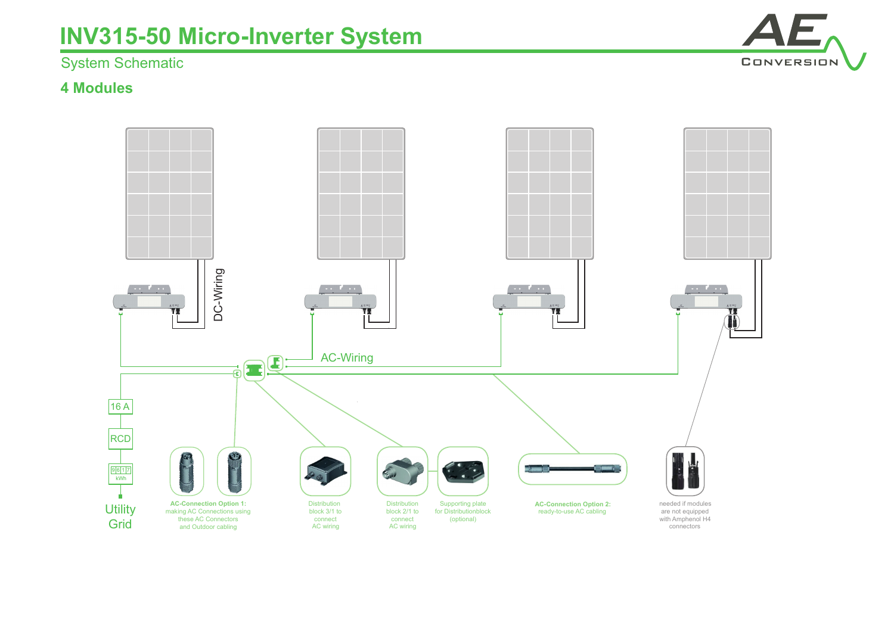# INV315-50 Micro-Inverter System

System Schematic

## 4 Modules

DC-Wiring

AC-Wiring

16 A

RCD

9 8 1 7
kWh

Utility Grid

**AC-Connection Option 1:** making AC Connections using these AC Connectors and Outdoor cabling

Distribution block 3/1 to connect AC wiring

Distribution block 2/1 to connect AC wiring

Supporting plate for Distributionblock (optional)

**AC-Connection Option 2:** ready-to-use AC cabling

needed if modules are not equipped with Amphenol H4 connectors